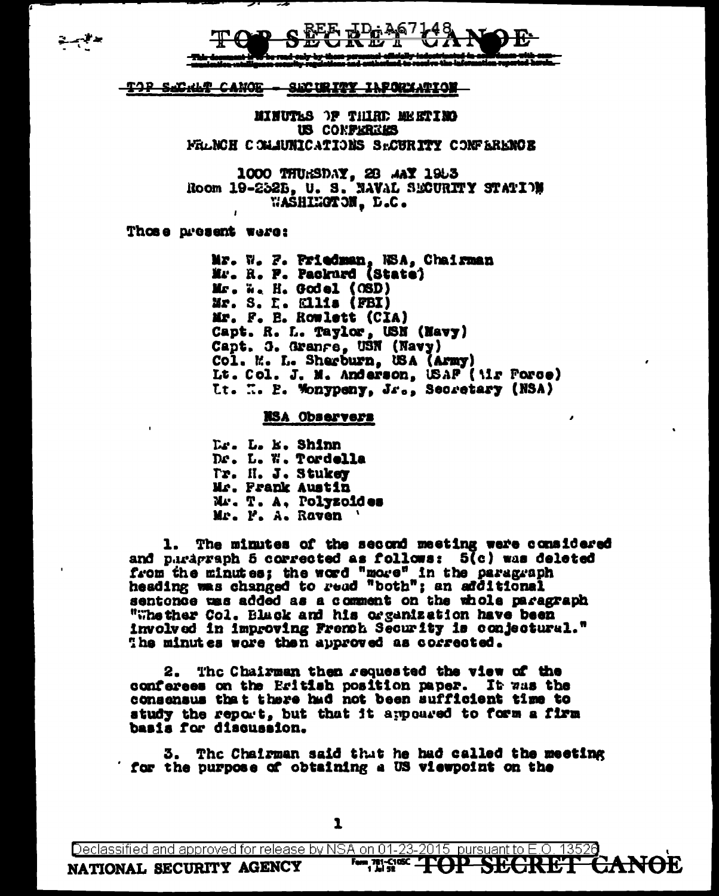TOP SECRET CANOE

REF ID:A67148

This document is to be read only by those personnel officially indoctrinated in accordance with communication intelligence security regulations and authorized to receive the information reported herein.

TOP SECRET CANOE - SECURITY INFORMATION

MINUTES OF THIRD MEETING
US CONFEREES
FRENCH COMMUNICATIONS SECURITY CONFERENCE

1000 THURSDAY, 28 MAY 1953
Room 19-232B, U. S. NAVAL SECURITY STATION
WASHINGTON, D.C.

Those present were:

Mr. W. F. Friedman, NSA, Chairman
Mr. R. F. Packard (State)
Mr. W. H. Godel (OSD)
Mr. S. E. Ellis (FBI)
Mr. F. B. Rowlett (CIA)
Capt. R. L. Taylor, USN (Navy)
Capt. J. Grange, USN (Navy)
Col. M. L. Sherburn, USA (Army)
Lt. Col. J. M. Anderson, USAF (Air Force)
Lt. H. P. Monypeny, Jr., Secretary (NSA)

NSA Observers

Dr. L. E. Shinn
Dr. L. W. Tordella
Dr. H. J. Stukey
Mr. Frank Austin
Mr. T. A. Polyzoides
Mr. F. A. Raven

1. The minutes of the second meeting were considered and paragraph 5 corrected as follows: 5(c) was deleted from the minutes; the word "more" in the paragraph heading was changed to read "both"; an additional sentence was added as a comment on the whole paragraph "Whether Col. Black and his organization have been involved in improving French Security is conjectural." The minutes were then approved as corrected.

2. The Chairman then requested the view of the conferees on the British position paper. It was the consensus that there had not been sufficient time to study the report, but that it appeared to form a firm basis for discussion.

3. The Chairman said that he had called the meeting for the purpose of obtaining a US viewpoint on the

Declassified and approved for release by NSA on 01-23-2015 pursuant to E.O. 13526

NATIONAL SECURITY AGENCY

TOP SECRET CANOE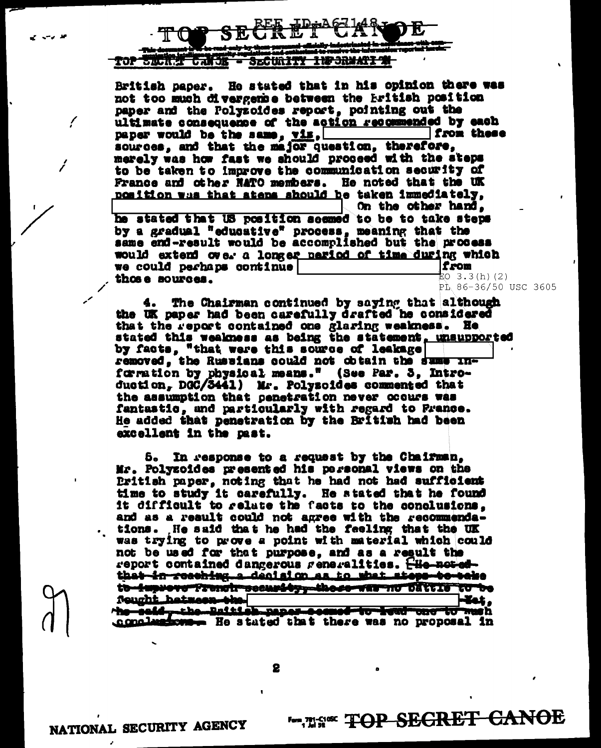British paper. He stated that in his opinion there was not too much divergence between the British position paper and the Polyzoides report, pointing out the ultimate consequence of the action recommended by each paper would be the same, viz, [REDACTED] from these sources, and that the major question, therefore, merely was how fast we should proceed with the steps to be taken to improve the communication security of France and other NATO members. He noted that the UK position was that steps should be taken immediately, [REDACTED] On the other hand, he stated that US position seemed to be to take steps by a gradual "educative" process, meaning that the same end-result would be accomplished but the process would extend over a longer period of time during which we could perhaps continue [REDACTED] from those sources.

EO 3.3(h)(2)
PL 86-36/50 USC 3605

4. The Chairman continued by saying that although the UK paper had been carefully drafted he considered that the report contained one glaring weakness. He stated this weakness as being the statement, unsupported by facts, "that were this source of leakage [REDACTED] removed, the Russians could not obtain the same information by physical means." (See Par. 3, Introduction, DGC/3441) Mr. Polyzoides commented that the assumption that penetration never occurs was fantastic, and particularly with regard to France. He added that penetration by the British had been excellent in the past.

5. In response to a request by the Chairman, Mr. Polyzoides presented his personal views on the British paper, noting that he had not had sufficient time to study it carefully. He stated that he found it difficult to relate the facts to the conclusions, and as a result could not agree with the recommendations. He said that he had the feeling that the UK was trying to prove a point with material which could not be used for that purpose, and as a result the report contained dangerous generalities. ~~He noted that in reaching a decision as to what steps to take to improve French security, there was no battle to be fought between the [REDACTED] Yet, he said, the British paper seemed to lead one to such conclusions.~~ He stated that there was no proposal in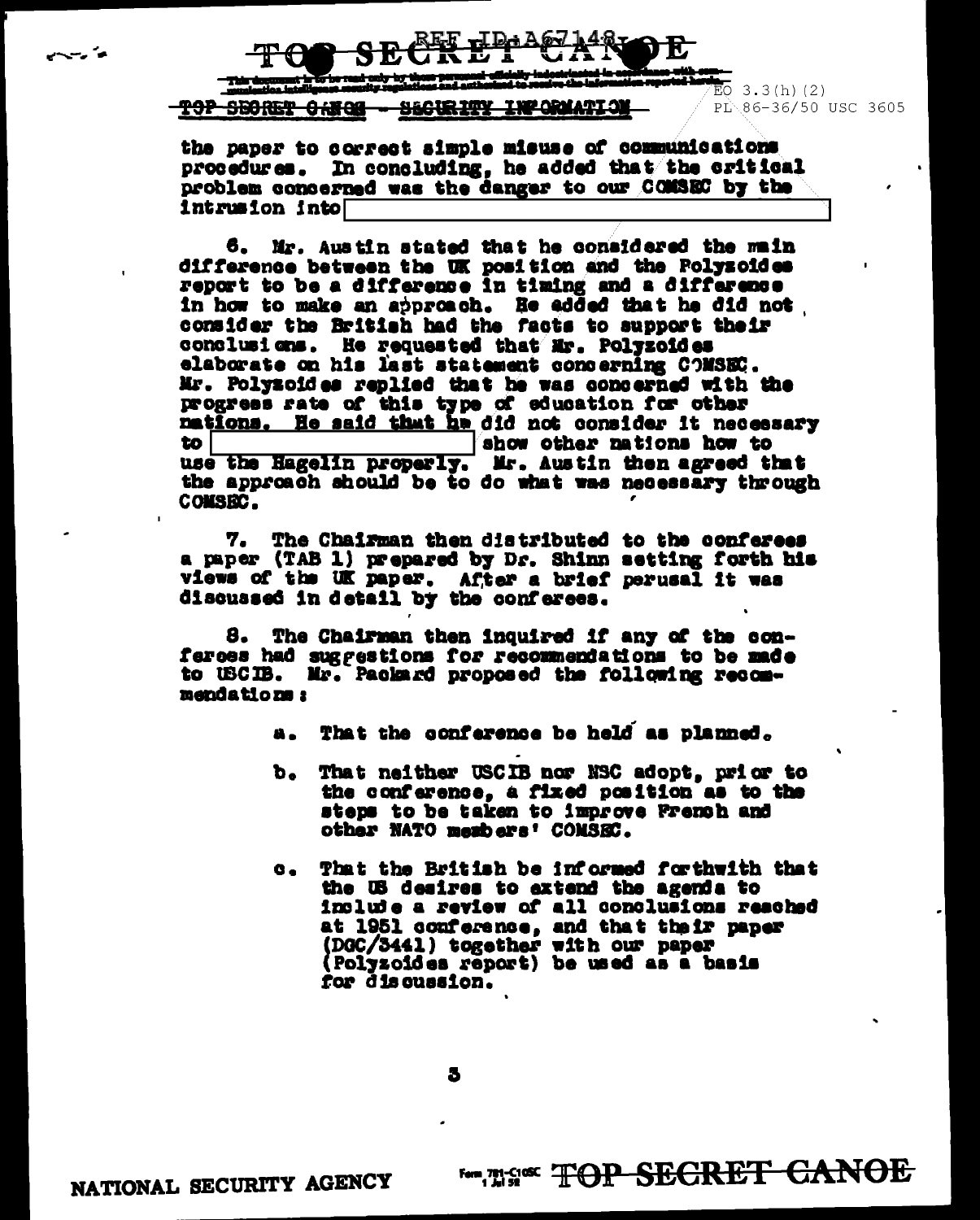TOP SECRET CANOE

This document is to be read only by those personnel officially indoctrinated in accordance with communication intelligence security regulations and authorized to receive the information reported herein.

TOP SECRET CANOE - SECURITY INFORMATION

EO 3.3(h)(2)
PL 86-36/50 USC 3605

the paper to correct simple misuse of communications procedures. In concluding, he added that the critical problem concerned was the danger to our COMSEC by the intrusion into [redacted]

6. Mr. Austin stated that he considered the main difference between the UK position and the Polyzoides report to be a difference in timing and a difference in how to make an approach. He added that he did not consider the British had the facts to support their conclusions. He requested that Mr. Polyzoides elaborate on his last statement concerning COMSEC. Mr. Polyzoides replied that he was concerned with the progress rate of this type of education for other nations. He said that he did not consider it necessary to [redacted] show other nations how to use the Hagelin properly. Mr. Austin then agreed that the approach should be to do what was necessary through COMSEC.

7. The Chairman then distributed to the conferees a paper (TAB 1) prepared by Dr. Shinn setting forth his views of the UK paper. After a brief perusal it was discussed in detail by the conferees.

8. The Chairman then inquired if any of the conferees had suggestions for recommendations to be made to USCIB. Mr. Packard proposed the following recommendations:

a. That the conference be held as planned.

b. That neither USCIB nor NSC adopt, prior to the conference, a fixed position as to the steps to be taken to improve French and other NATO members' COMSEC.

c. That the British be informed forthwith that the US desires to extend the agenda to include a review of all conclusions reached at 1951 conference, and that their paper (DGC/3441) together with our paper (Polyzoides report) be used as a basis for discussion.

NATIONAL SECURITY AGENCY

TOP SECRET CANOE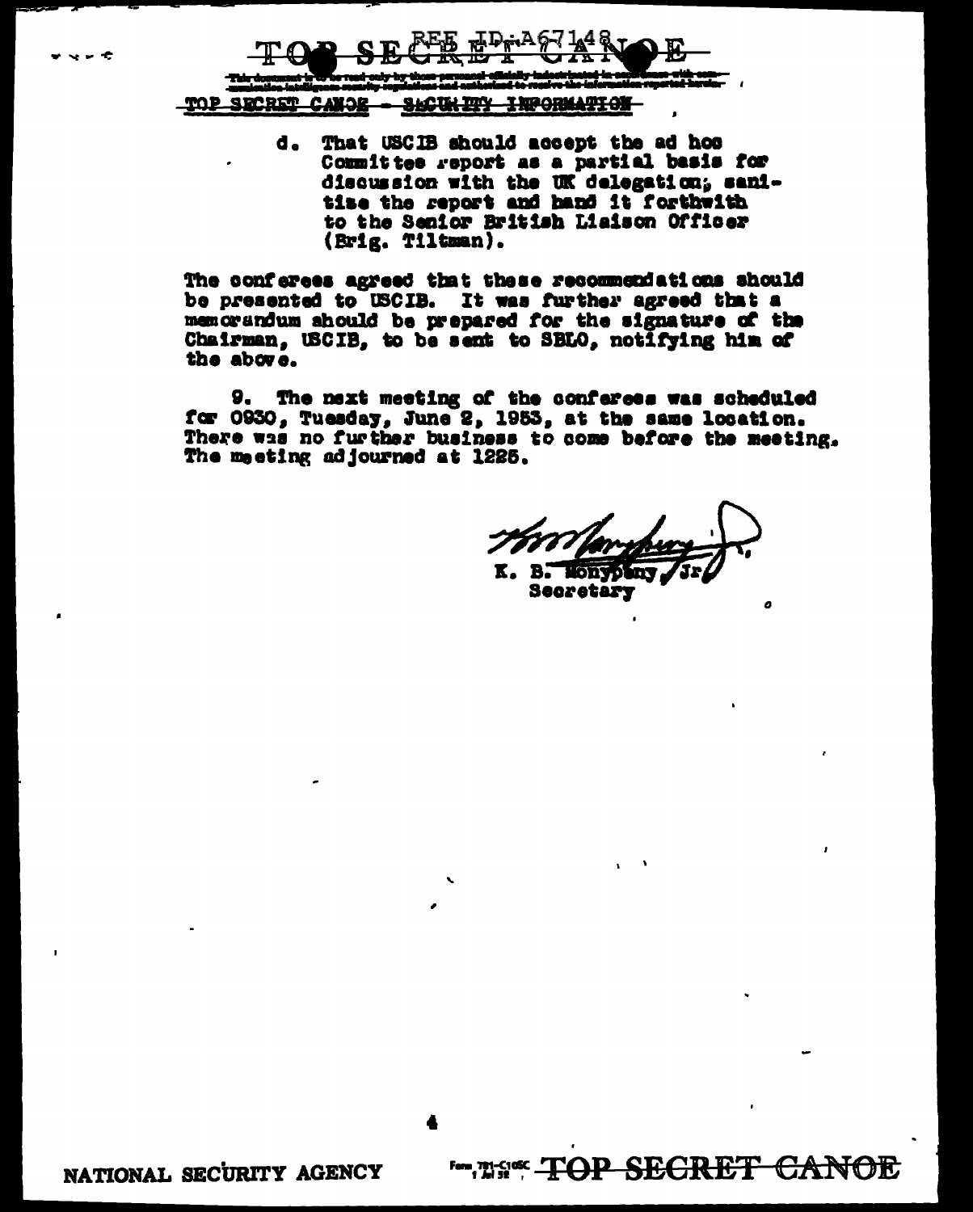TOP SECRET CANOE - SECURITY INFORMATION

d. That USCIB should accept the ad hoc Committee report as a partial basis for discussion with the UK delegation; sanitise the report and hand it forthwith to the Senior British Liaison Officer (Brig. Tiltman).

The conferees agreed that these recommendations should be presented to USCIB. It was further agreed that a memorandum should be prepared for the signature of the Chairman, USCIB, to be sent to SBLO, notifying him of the above.

9. The next meeting of the conferees was scheduled for 0930, Tuesday, June 2, 1953, at the same location. There was no further business to come before the meeting. The meeting adjourned at 1225.

K. B. Monypeny, Jr.
Secretary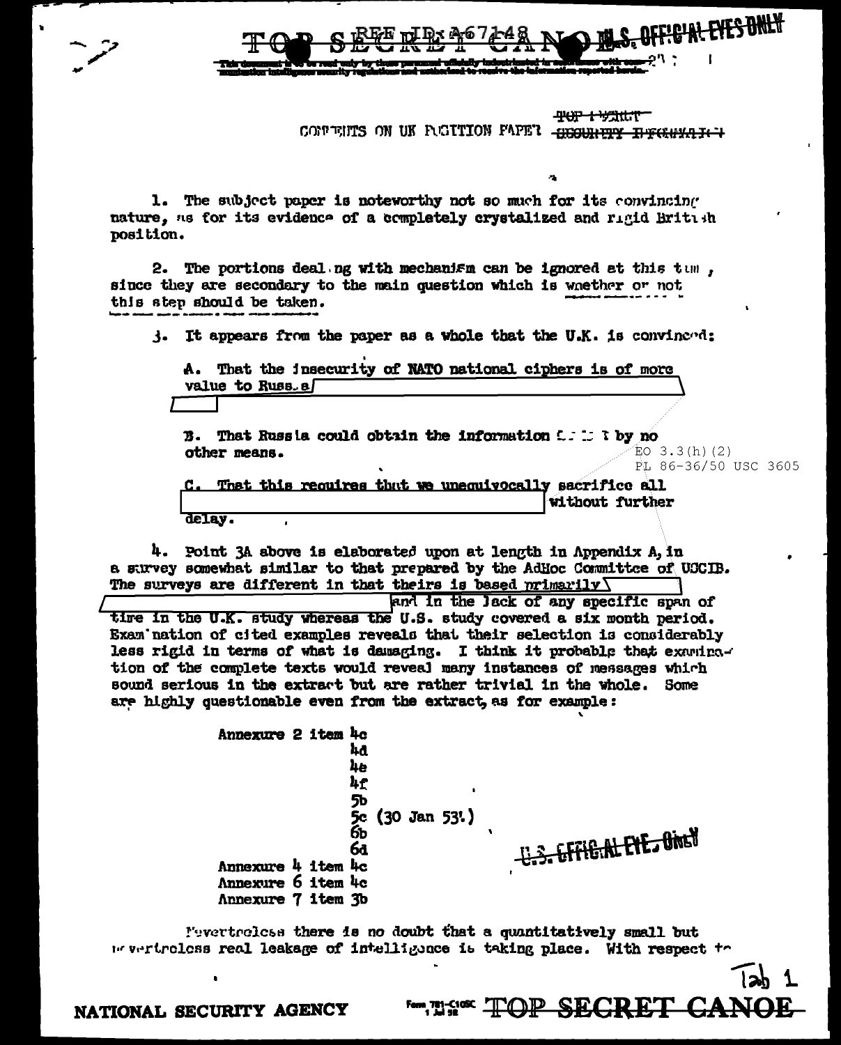TOP SECRET CANOE U.S. OFFICIAL EYES ONLY

This document is to be read only by those personnel officially indoctrinated in accordance with communication intelligence security regulations and authorized to receive the information reported herein.

TOP SECRET

COMMENTS ON UK POSITION PAPER ~~SECURITY INFORMATION~~

1. The subject paper is noteworthy not so much for its convincing nature, as for its evidence of a completely crystalized and rigid British position.

2. The portions dealing with mechanism can be ignored at this time, since they are secondary to the main question which is whether or not this step should be taken.

3. It appears from the paper as a whole that the U.K. is convinced:

A. That the insecurity of NATO national ciphers is of more value to Russia [REDACTED]

B. That Russia could obtain the information [...] by no other means.

EO 3.3(h)(2)
PL 86-36/50 USC 3605

C. That this requires that we unequivocally sacrifice all [REDACTED] without further delay.

4. Point 3A above is elaborated upon at length in Appendix A, in a survey somewhat similar to that prepared by the AdHoc Committee of USCIB. The surveys are different in that theirs is based primarily [REDACTED] and in the lack of any specific span of time in the U.K. study whereas the U.S. study covered a six month period. Examination of cited examples reveals that their selection is considerably less rigid in terms of what is damaging. I think it probable that examination of the complete texts would reveal many instances of messages which sound serious in the extract but are rather trivial in the whole. Some are highly questionable even from the extract, as for example:

Annexure 2 item 4c
4d
4e
4f
5b
5c (30 Jan 53.)
6b
6d
Annexure 4 item 4c
Annexure 6 item 4c
Annexure 7 item 3b

U.S. OFFICIAL EYES ONLY

Nevertheless there is no doubt that a quantitatively small but nevertheless real leakage of intelligence is taking place. With respect to

Tab 1

NATIONAL SECURITY AGENCY — TOP SECRET CANOE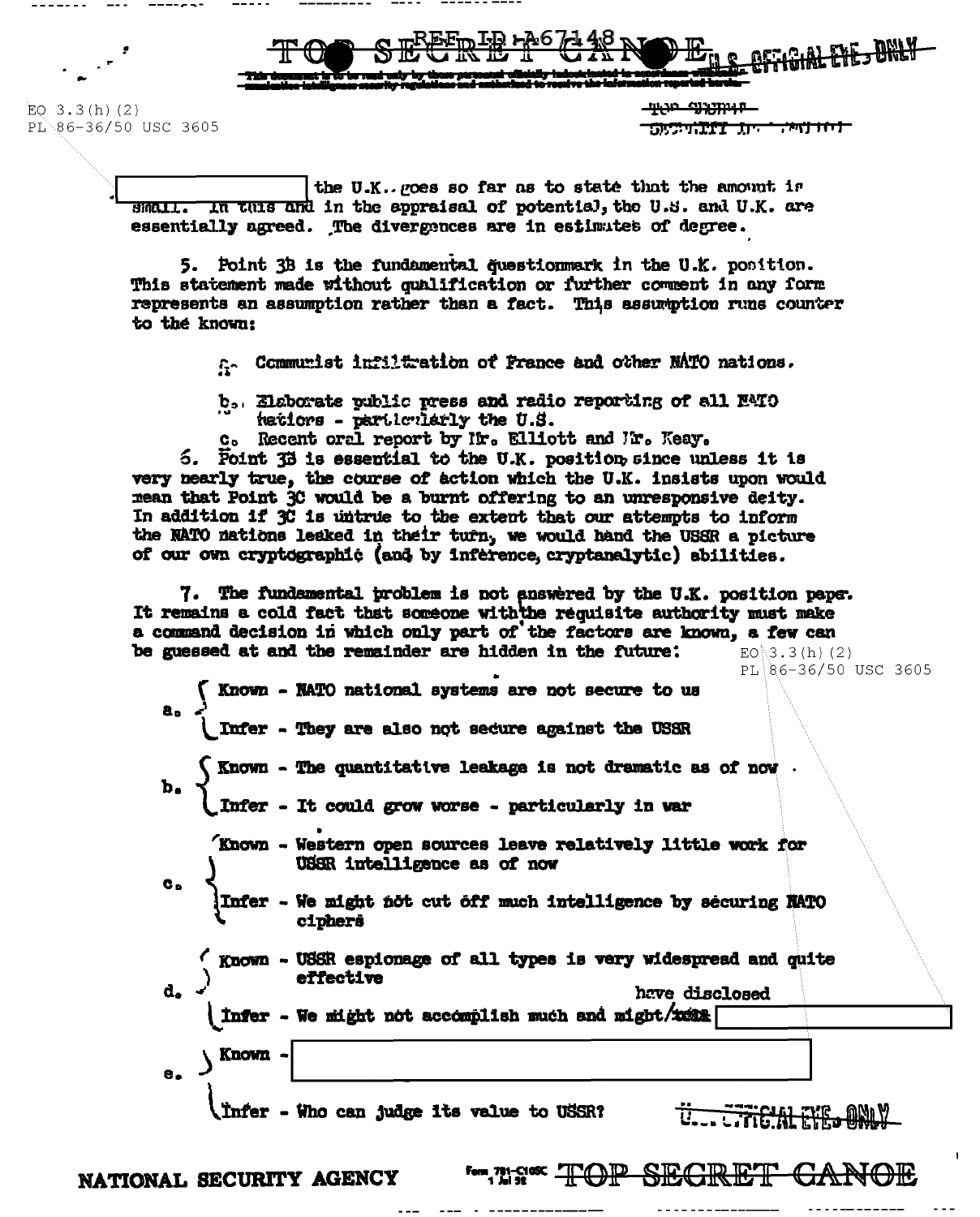[REDACTED] the U.K.. goes so far as to state that the amount is small. In this and in the appraisal of potential, the U.S. and U.K. are essentially agreed. The divergences are in estimates of degree.

5. Point 3B is the fundamental questionmark in the U.K. position. This statement made without qualification or further comment in any form represents an assumption rather than a fact. This assumption runs counter to the known:

a. Communist infiltration of France and other NATO nations.

b. Elaborate public press and radio reporting of all NATO nations - particularly the U.S.

c. Recent oral report by Mr. Elliott and Mr. Keay.

6. Point 3B is essential to the U.K. position since unless it is very nearly true, the course of action which the U.K. insists upon would mean that Point 3C would be a burnt offering to an unresponsive deity. In addition if 3C is untrue to the extent that our attempts to inform the NATO nations leaked in their turn, we would hand the USSR a picture of our own cryptographic (and by inference, cryptanalytic) abilities.

7. The fundamental problem is not answered by the U.K. position paper. It remains a cold fact that someone with the requisite authority must make a command decision in which only part of the factors are known, a few can be guessed at and the remainder are hidden in the future:

a. Known - NATO national systems are not secure to us
   Infer - They are also not secure against the USSR

b. Known - The quantitative leakage is not dramatic as of now
   Infer - It could grow worse - particularly in war

c. Known - Western open sources leave relatively little work for USSR intelligence as of now
   Infer - We might not cut off much intelligence by securing NATO ciphers

d. Known - USSR espionage of all types is very widespread and quite effective
   Infer - We might not accomplish much and might have disclosed [REDACTED]

e. Known - [REDACTED]
   Infer - Who can judge its value to USSR?

NATIONAL SECURITY AGENCY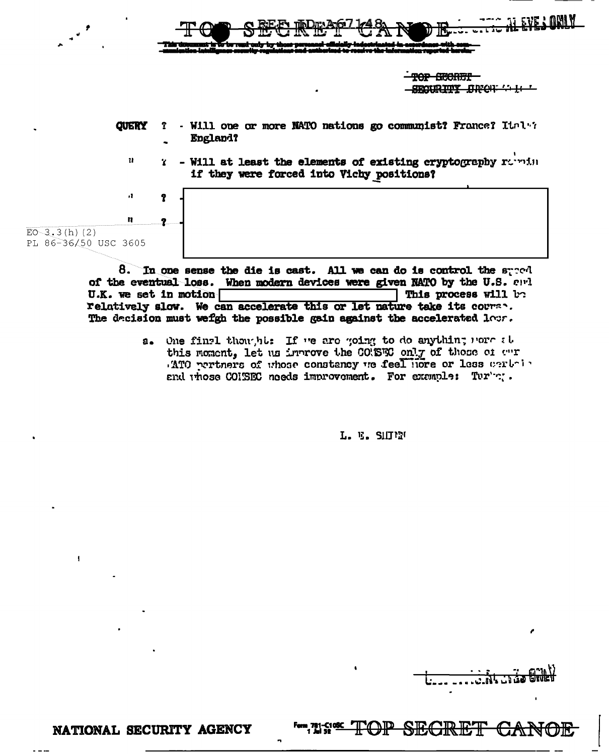QUERY ? - Will one or more NATO nations go communist? France? Italy? England?

" ? - Will at least the elements of existing cryptography remain if they were forced into Vichy positions?

" ? -

" ? -

EO 3.3(h)(2)
PL 86-36/50 USC 3605

8. In one sense the die is cast. All we can do is control the speed of the eventual loss. When modern devices were given NATO by the U.S. and U.K. we set in motion [ ] This process will be relatively slow. We can accelerate this or let nature take its course. The decision must weigh the possible gain against the accelerated loss.

a. One final thought: If we are going to do anything more at this moment, let us improve the COMSEC only of those of our NATO partners of whose constancy we feel more or less certain and whose COMSEC needs improvement. For example: Turkey.

L. E. SHINN